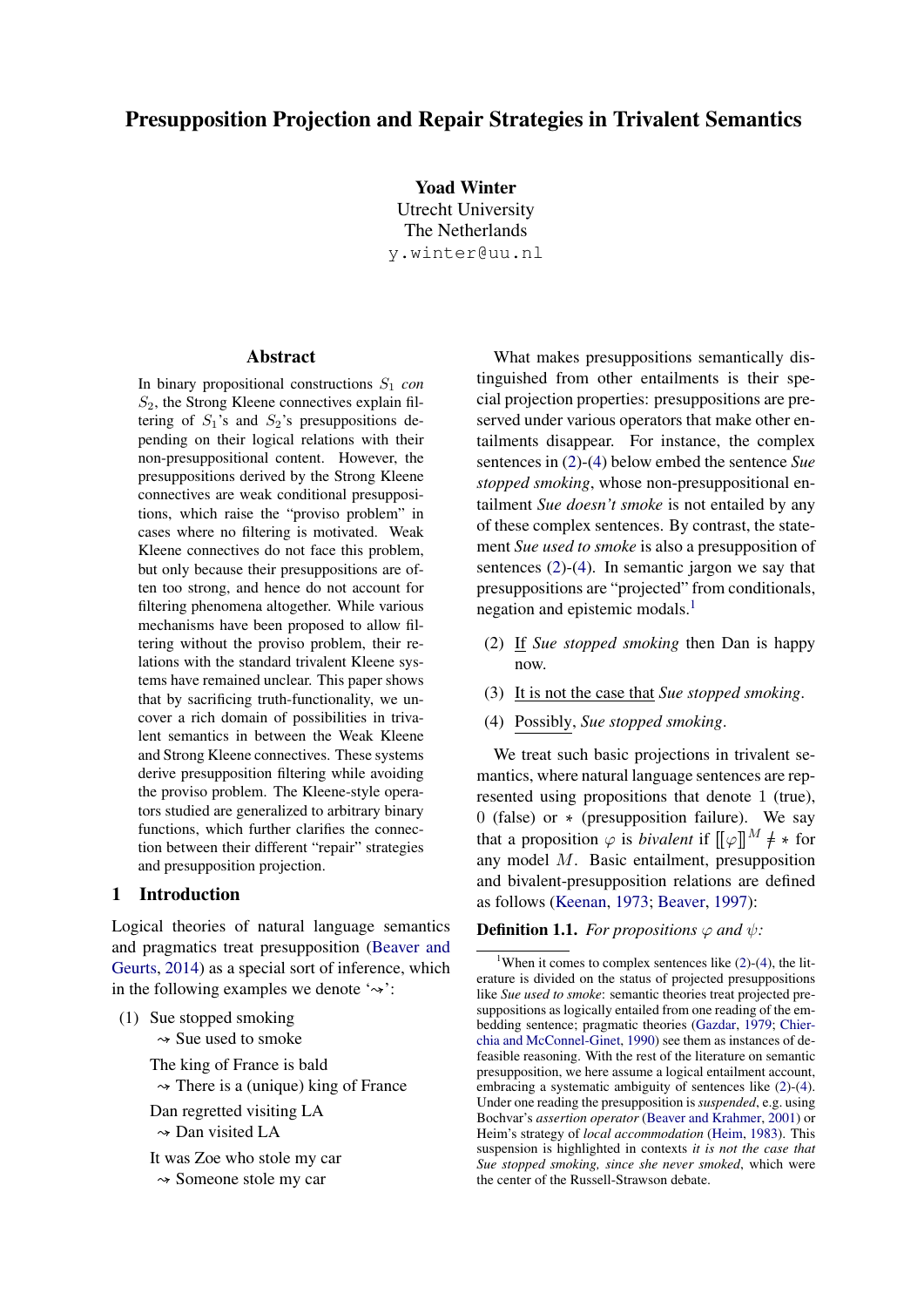# Presupposition Projection and Repair Strategies in Trivalent Semantics

**Yoad Winter**
Utrecht University
The Netherlands
y.winter@uu.nl

## Abstract

In binary propositional constructions $S_1$ *con* $S_2$, the Strong Kleene connectives explain filtering of $S_1$'s and $S_2$'s presuppositions depending on their logical relations with their non-presuppositional content. However, the presuppositions derived by the Strong Kleene connectives are weak conditional presuppositions, which raise the "proviso problem" in cases where no filtering is motivated. Weak Kleene connectives do not face this problem, but only because their presuppositions are often too strong, and hence do not account for filtering phenomena altogether. While various mechanisms have been proposed to allow filtering without the proviso problem, their relations with the standard trivalent Kleene systems have remained unclear. This paper shows that by sacrificing truth-functionality, we uncover a rich domain of possibilities in trivalent semantics in between the Weak Kleene and Strong Kleene connectives. These systems derive presupposition filtering while avoiding the proviso problem. The Kleene-style operators studied are generalized to arbitrary binary functions, which further clarifies the connection between their different "repair" strategies and presupposition projection.

## 1 Introduction

Logical theories of natural language semantics and pragmatics treat presupposition (Beaver and Geurts, 2014) as a special sort of inference, which in the following examples we denote '⇝':

(1) Sue stopped smoking
  ⇝ Sue used to smoke

  The king of France is bald
  ⇝ There is a (unique) king of France

  Dan regretted visiting LA
  ⇝ Dan visited LA

  It was Zoe who stole my car
  ⇝ Someone stole my car

What makes presuppositions semantically distinguished from other entailments is their special projection properties: presuppositions are preserved under various operators that make other entailments disappear. For instance, the complex sentences in (2)-(4) below embed the sentence *Sue stopped smoking*, whose non-presuppositional entailment *Sue doesn't smoke* is not entailed by any of these complex sentences. By contrast, the statement *Sue used to smoke* is also a presupposition of sentences (2)-(4). In semantic jargon we say that presuppositions are "projected" from conditionals, negation and epistemic modals.[1]

(2) <u>If</u> *Sue stopped smoking* then Dan is happy now.

(3) <u>It is not the case that</u> *Sue stopped smoking*.

(4) <u>Possibly</u>, *Sue stopped smoking*.

We treat such basic projections in trivalent semantics, where natural language sentences are represented using propositions that denote 1 (true), 0 (false) or $*$ (presupposition failure). We say that a proposition $\varphi$ is *bivalent* if $[\![\varphi]\!]^M \neq *$ for any model $M$. Basic entailment, presupposition and bivalent-presupposition relations are defined as follows (Keenan, 1973; Beaver, 1997):

**Definition 1.1.** *For propositions $\varphi$ and $\psi$:*

[1] When it comes to complex sentences like (2)-(4), the literature is divided on the status of projected presuppositions like *Sue used to smoke*: semantic theories treat projected presuppositions as logically entailed from one reading of the embedding sentence; pragmatic theories (Gazdar, 1979; Chierchia and McConnel-Ginet, 1990) see them as instances of defeasible reasoning. With the rest of the literature on semantic presupposition, we here assume a logical entailment account, embracing a systematic ambiguity of sentences like (2)-(4). Under one reading the presupposition is *suspended*, e.g. using Bochvar's *assertion operator* (Beaver and Krahmer, 2001) or Heim's strategy of *local accommodation* (Heim, 1983). This suspension is highlighted in contexts *it is not the case that Sue stopped smoking, since she never smoked*, which were the center of the Russell-Strawson debate.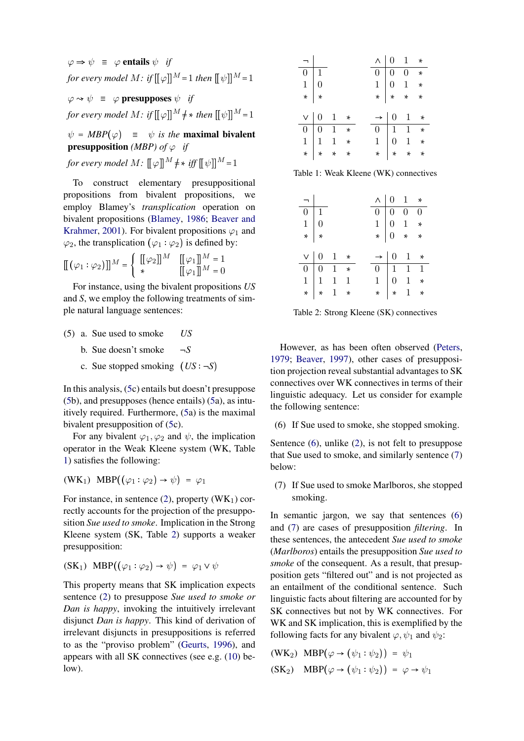$\varphi \Rightarrow \psi \quad \equiv \quad \varphi$ **entails** $\psi$ *if*
*for every model* $M$*: if* $[\![\varphi]\!]^M = 1$ *then* $[\![\psi]\!]^M = 1$

$\varphi \rightsquigarrow \psi \quad \equiv \quad \varphi$ **presupposes** $\psi$ *if*
*for every model* $M$*: if* $[\![\varphi]\!]^M \neq *$ *then* $[\![\psi]\!]^M = 1$

$\psi = MBP(\varphi) \quad \equiv \quad \psi$ *is the* **maximal bivalent presupposition** *(MBP) of* $\varphi$ *if*
*for every model* $M$*:* $[\![\varphi]\!]^M \neq *$ *iff* $[\![\psi]\!]^M = 1$

To construct elementary presuppositional propositions from bivalent propositions, we employ Blamey's *transplication* operation on bivalent propositions (Blamey, 1986; Beaver and Krahmer, 2001). For bivalent propositions $\varphi_1$ and $\varphi_2$, the transplication $(\varphi_1 : \varphi_2)$ is defined by:

$$[\![(\varphi_1 : \varphi_2)]\!]^M = \begin{cases} [\![\varphi_2]\!]^M & [\![\varphi_1]\!]^M = 1 \\ * & [\![\varphi_1]\!]^M = 0 \end{cases}$$

For instance, using the bivalent propositions *US* and *S*, we employ the following treatments of simple natural language sentences:

(5) a. Sue used to smoke $\quad US$
b. Sue doesn't smoke $\quad \neg S$
c. Sue stopped smoking $\quad (US : \neg S)$

In this analysis, (5c) entails but doesn't presuppose (5b), and presupposes (hence entails) (5a), as intuitively required. Furthermore, (5a) is the maximal bivalent presupposition of (5c).

For any bivalent $\varphi_1, \varphi_2$ and $\psi$, the implication operator in the Weak Kleene system (WK, Table 1) satisfies the following:

$$(\text{WK}_1) \quad \text{MBP}((\varphi_1 : \varphi_2) \to \psi) \;=\; \varphi_1$$

For instance, in sentence (2), property ($\text{WK}_1$) correctly accounts for the projection of the presupposition *Sue used to smoke*. Implication in the Strong Kleene system (SK, Table 2) supports a weaker presupposition:

$$(\text{SK}_1) \quad \text{MBP}((\varphi_1 : \varphi_2) \to \psi) \;=\; \varphi_1 \vee \psi$$

This property means that SK implication expects sentence (2) to presuppose *Sue used to smoke or Dan is happy*, invoking the intuitively irrelevant disjunct *Dan is happy*. This kind of derivation of irrelevant disjuncts in presuppositions is referred to as the "proviso problem" (Geurts, 1996), and appears with all SK connectives (see e.g. (10) below).

| $\neg$ | |
|---|---|
| 0 | 1 |
| 1 | 0 |
| * | * |

| $\wedge$ | 0 | 1 | * |
|---|---|---|---|
| 0 | 0 | 0 | * |
| 1 | 0 | 1 | * |
| * | * | * | * |

| $\vee$ | 0 | 1 | * |
|---|---|---|---|
| 0 | 0 | 1 | * |
| 1 | 1 | 1 | * |
| * | * | * | * |

| $\to$ | 0 | 1 | * |
|---|---|---|---|
| 0 | 1 | 1 | * |
| 1 | 0 | 1 | * |
| * | * | * | * |

Table 1: Weak Kleene (WK) connectives

| $\neg$ | |
|---|---|
| 0 | 1 |
| 1 | 0 |
| * | * |

| $\wedge$ | 0 | 1 | * |
|---|---|---|---|
| 0 | 0 | 0 | 0 |
| 1 | 0 | 1 | * |
| * | 0 | * | * |

| $\vee$ | 0 | 1 | * |
|---|---|---|---|
| 0 | 0 | 1 | * |
| 1 | 1 | 1 | 1 |
| * | * | 1 | * |

| $\to$ | 0 | 1 | * |
|---|---|---|---|
| 0 | 1 | 1 | 1 |
| 1 | 0 | 1 | * |
| * | * | 1 | * |

Table 2: Strong Kleene (SK) connectives

However, as has been often observed (Peters, 1979; Beaver, 1997), other cases of presupposition projection reveal substantial advantages to SK connectives over WK connectives in terms of their linguistic adequacy. Let us consider for example the following sentence:

(6) If Sue used to smoke, she stopped smoking.

Sentence (6), unlike (2), is not felt to presuppose that Sue used to smoke, and similarly sentence (7) below:

(7) If Sue used to smoke Marlboros, she stopped smoking.

In semantic jargon, we say that sentences (6) and (7) are cases of presupposition *filtering*. In these sentences, the antecedent *Sue used to smoke (Marlboros)* entails the presupposition *Sue used to smoke* of the consequent. As a result, that presupposition gets "filtered out" and is not projected as an entailment of the conditional sentence. Such linguistic facts about filtering are accounted for by SK connectives but not by WK connectives. For WK and SK implication, this is exemplified by the following facts for any bivalent $\varphi, \psi_1$ and $\psi_2$:

$$(\text{WK}_2) \quad \text{MBP}(\varphi \to (\psi_1 : \psi_2)) \;=\; \psi_1$$

$$(\text{SK}_2) \quad \text{MBP}(\varphi \to (\psi_1 : \psi_2)) \;=\; \varphi \to \psi_1$$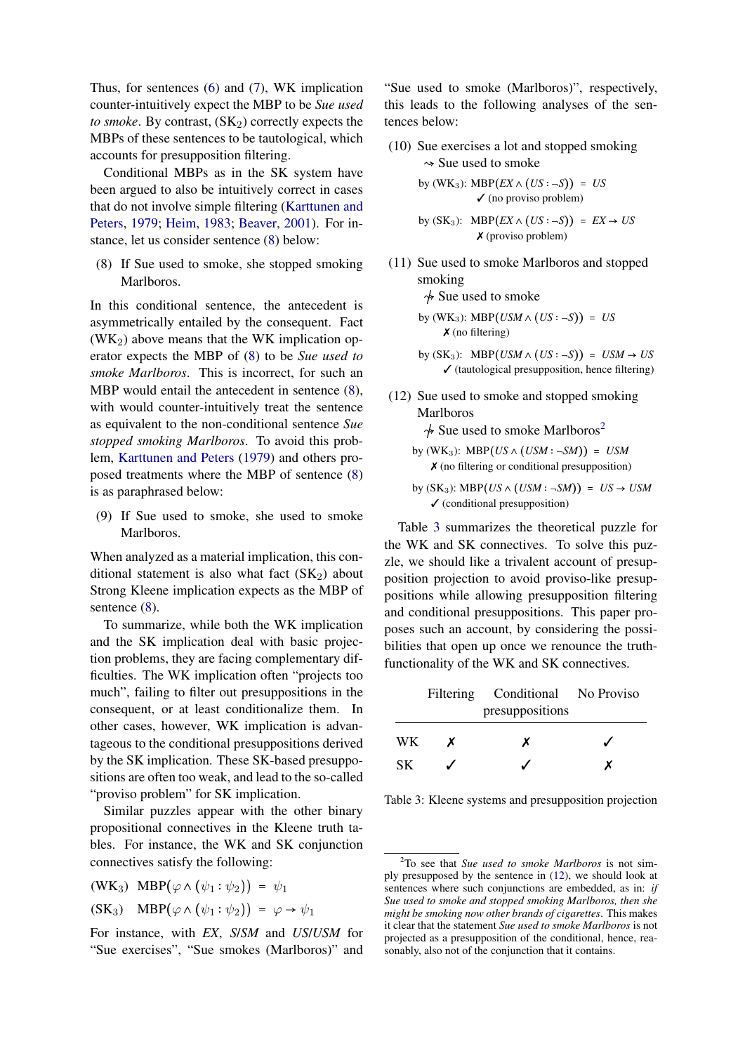Thus, for sentences (6) and (7), WK implication counter-intuitively expect the MBP to be *Sue used to smoke*. By contrast, ($SK_2$) correctly expects the MBPs of these sentences to be tautological, which accounts for presupposition filtering.

Conditional MBPs as in the SK system have been argued to also be intuitively correct in cases that do not involve simple filtering (Karttunen and Peters, 1979; Heim, 1983; Beaver, 2001). For instance, let us consider sentence (8) below:

(8) If Sue used to smoke, she stopped smoking Marlboros.

In this conditional sentence, the antecedent is asymmetrically entailed by the consequent. Fact ($WK_2$) above means that the WK implication operator expects the MBP of (8) to be *Sue used to smoke Marlboros*. This is incorrect, for such an MBP would entail the antecedent in sentence (8), with would counter-intuitively treat the sentence as equivalent to the non-conditional sentence *Sue stopped smoking Marlboros*. To avoid this problem, Karttunen and Peters (1979) and others proposed treatments where the MBP of sentence (8) is as paraphrased below:

(9) If Sue used to smoke, she used to smoke Marlboros.

When analyzed as a material implication, this conditional statement is also what fact ($SK_2$) about Strong Kleene implication expects as the MBP of sentence (8).

To summarize, while both the WK implication and the SK implication deal with basic projection problems, they are facing complementary difficulties. The WK implication often "projects too much", failing to filter out presuppositions in the consequent, or at least conditionalize them. In other cases, however, WK implication is advantageous to the conditional presuppositions derived by the SK implication. These SK-based presuppositions are often too weak, and lead to the so-called "proviso problem" for SK implication.

Similar puzzles appear with the other binary propositional connectives in the Kleene truth tables. For instance, the WK and SK conjunction connectives satisfy the following:

($WK_3$) $\mathrm{MBP}(\varphi \wedge (\psi_1 : \psi_2)) = \psi_1$

($SK_3$) $\mathrm{MBP}(\varphi \wedge (\psi_1 : \psi_2)) = \varphi \rightarrow \psi_1$

For instance, with *EX*, *S*/*SM* and *US*/*USM* for "Sue exercises", "Sue smokes (Marlboros)" and "Sue used to smoke (Marlboros)", respectively, this leads to the following analyses of the sentences below:

(10) Sue exercises a lot and stopped smoking
⇝ Sue used to smoke

by ($WK_3$): $\mathrm{MBP}(EX \wedge (US : \neg S)) = US$
✓ (no proviso problem)

by ($SK_3$): $\mathrm{MBP}(EX \wedge (US : \neg S)) = EX \rightarrow US$
✗ (proviso problem)

(11) Sue used to smoke Marlboros and stopped smoking
⇝̸ Sue used to smoke

by ($WK_3$): $\mathrm{MBP}(USM \wedge (US : \neg S)) = US$
✗ (no filtering)

by ($SK_3$): $\mathrm{MBP}(USM \wedge (US : \neg S)) = USM \rightarrow US$
✓ (tautological presupposition, hence filtering)

(12) Sue used to smoke and stopped smoking Marlboros
⇝̸ Sue used to smoke Marlboros[2]

by ($WK_3$): $\mathrm{MBP}(US \wedge (USM : \neg SM)) = USM$
✗ (no filtering or conditional presupposition)

by ($SK_3$): $\mathrm{MBP}(US \wedge (USM : \neg SM)) = US \rightarrow USM$
✓ (conditional presupposition)

Table 3 summarizes the theoretical puzzle for the WK and SK connectives. To solve this puzzle, we should like a trivalent account of presupposition projection to avoid proviso-like presuppositions while allowing presupposition filtering and conditional presuppositions. This paper proposes such an account, by considering the possibilities that open up once we renounce the truth-functionality of the WK and SK connectives.

| | Filtering | Conditional presuppositions | No Proviso |
|---|---|---|---|
| WK | ✗ | ✗ | ✓ |
| SK | ✓ | ✓ | ✗ |

Table 3: Kleene systems and presupposition projection

[2] To see that *Sue used to smoke Marlboros* is not simply presupposed by the sentence in (12), we should look at sentences where such conjunctions are embedded, as in: *if Sue used to smoke and stopped smoking Marlboros, then she might be smoking now other brands of cigarettes*. This makes it clear that the statement *Sue used to smoke Marlboros* is not projected as a presupposition of the conditional, hence, reasonably, also not of the conjunction that it contains.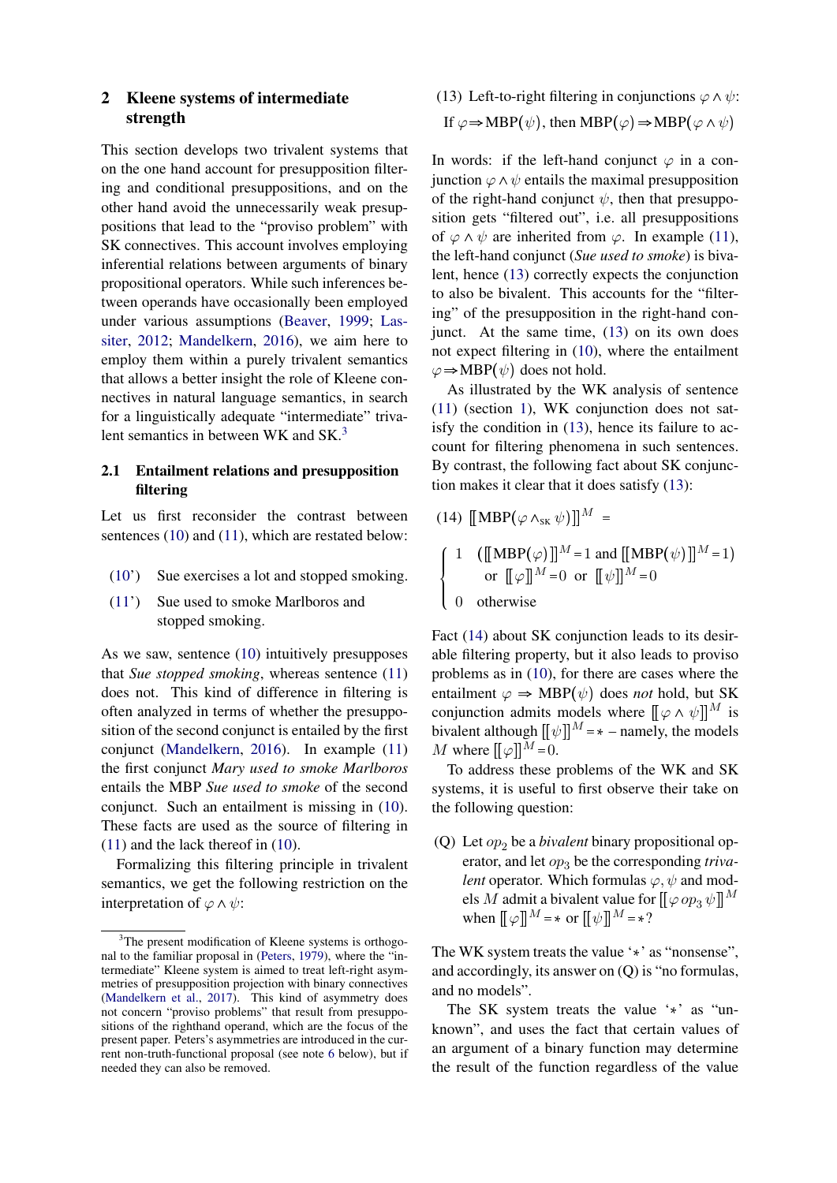## 2 Kleene systems of intermediate strength

This section develops two trivalent systems that on the one hand account for presupposition filtering and conditional presuppositions, and on the other hand avoid the unnecessarily weak presuppositions that lead to the "proviso problem" with SK connectives. This account involves employing inferential relations between arguments of binary propositional operators. While such inferences between operands have occasionally been employed under various assumptions (Beaver, 1999; Lassiter, 2012; Mandelkern, 2016), we aim here to employ them within a purely trivalent semantics that allows a better insight the role of Kleene connectives in natural language semantics, in search for a linguistically adequate "intermediate" trivalent semantics in between WK and SK.[3]

### 2.1 Entailment relations and presupposition filtering

Let us first reconsider the contrast between sentences (10) and (11), which are restated below:

(10') Sue exercises a lot and stopped smoking.

(11') Sue used to smoke Marlboros and stopped smoking.

As we saw, sentence (10) intuitively presupposes that *Sue stopped smoking*, whereas sentence (11) does not. This kind of difference in filtering is often analyzed in terms of whether the presupposition of the second conjunct is entailed by the first conjunct (Mandelkern, 2016). In example (11) the first conjunct *Mary used to smoke Marlboros* entails the MBP *Sue used to smoke* of the second conjunct. Such an entailment is missing in (10). These facts are used as the source of filtering in (11) and the lack thereof in (10).

Formalizing this filtering principle in trivalent semantics, we get the following restriction on the interpretation of $\varphi \wedge \psi$:

(13) Left-to-right filtering in conjunctions $\varphi \wedge \psi$:

If $\varphi \Rightarrow \mathrm{MBP}(\psi)$, then $\mathrm{MBP}(\varphi) \Rightarrow \mathrm{MBP}(\varphi \wedge \psi)$

In words: if the left-hand conjunct $\varphi$ in a conjunction $\varphi \wedge \psi$ entails the maximal presupposition of the right-hand conjunct $\psi$, then that presupposition gets "filtered out", i.e. all presuppositions of $\varphi \wedge \psi$ are inherited from $\varphi$. In example (11), the left-hand conjunct (*Sue used to smoke*) is bivalent, hence (13) correctly expects the conjunction to also be bivalent. This accounts for the "filtering" of the presupposition in the right-hand conjunct. At the same time, (13) on its own does not expect filtering in (10), where the entailment $\varphi \Rightarrow \mathrm{MBP}(\psi)$ does not hold.

As illustrated by the WK analysis of sentence (11) (section 1), WK conjunction does not satisfy the condition in (13), hence its failure to account for filtering phenomena in such sentences. By contrast, the following fact about SK conjunction makes it clear that it does satisfy (13):

(14) $[\![\mathrm{MBP}(\varphi \wedge_{\mathrm{SK}} \psi)]\!]^M =$

$$\begin{cases} 1 & ([\![\mathrm{MBP}(\varphi)]\!]^M = 1 \text{ and } [\![\mathrm{MBP}(\psi)]\!]^M = 1) \\ & \text{or } [\![\varphi]\!]^M = 0 \text{ or } [\![\psi]\!]^M = 0 \\ 0 & \text{otherwise} \end{cases}$$

Fact (14) about SK conjunction leads to its desirable filtering property, but it also leads to proviso problems as in (10), for there are cases where the entailment $\varphi \Rightarrow \mathrm{MBP}(\psi)$ does *not* hold, but SK conjunction admits models where $[\![\varphi \wedge \psi]\!]^M$ is bivalent although $[\![\psi]\!]^M = *$ – namely, the models $M$ where $[\![\varphi]\!]^M = 0$.

To address these problems of the WK and SK systems, it is useful to first observe their take on the following question:

(Q) Let $op_2$ be a *bivalent* binary propositional operator, and let $op_3$ be the corresponding *trivalent* operator. Which formulas $\varphi, \psi$ and models $M$ admit a bivalent value for $[\![\varphi \; op_3 \; \psi]\!]^M$ when $[\![\varphi]\!]^M = *$ or $[\![\psi]\!]^M = *$?

The WK system treats the value '$*$' as "nonsense", and accordingly, its answer on (Q) is "no formulas, and no models".

The SK system treats the value '$*$' as "unknown", and uses the fact that certain values of an argument of a binary function may determine the result of the function regardless of the value

[3] The present modification of Kleene systems is orthogonal to the familiar proposal in (Peters, 1979), where the "intermediate" Kleene system is aimed to treat left-right asymmetries of presupposition projection with binary connectives (Mandelkern et al., 2017). This kind of asymmetry does not concern "proviso problems" that result from presuppositions of the righthand operand, which are the focus of the present paper. Peters's asymmetries are introduced in the current non-truth-functional proposal (see note 6 below), but if needed they can also be removed.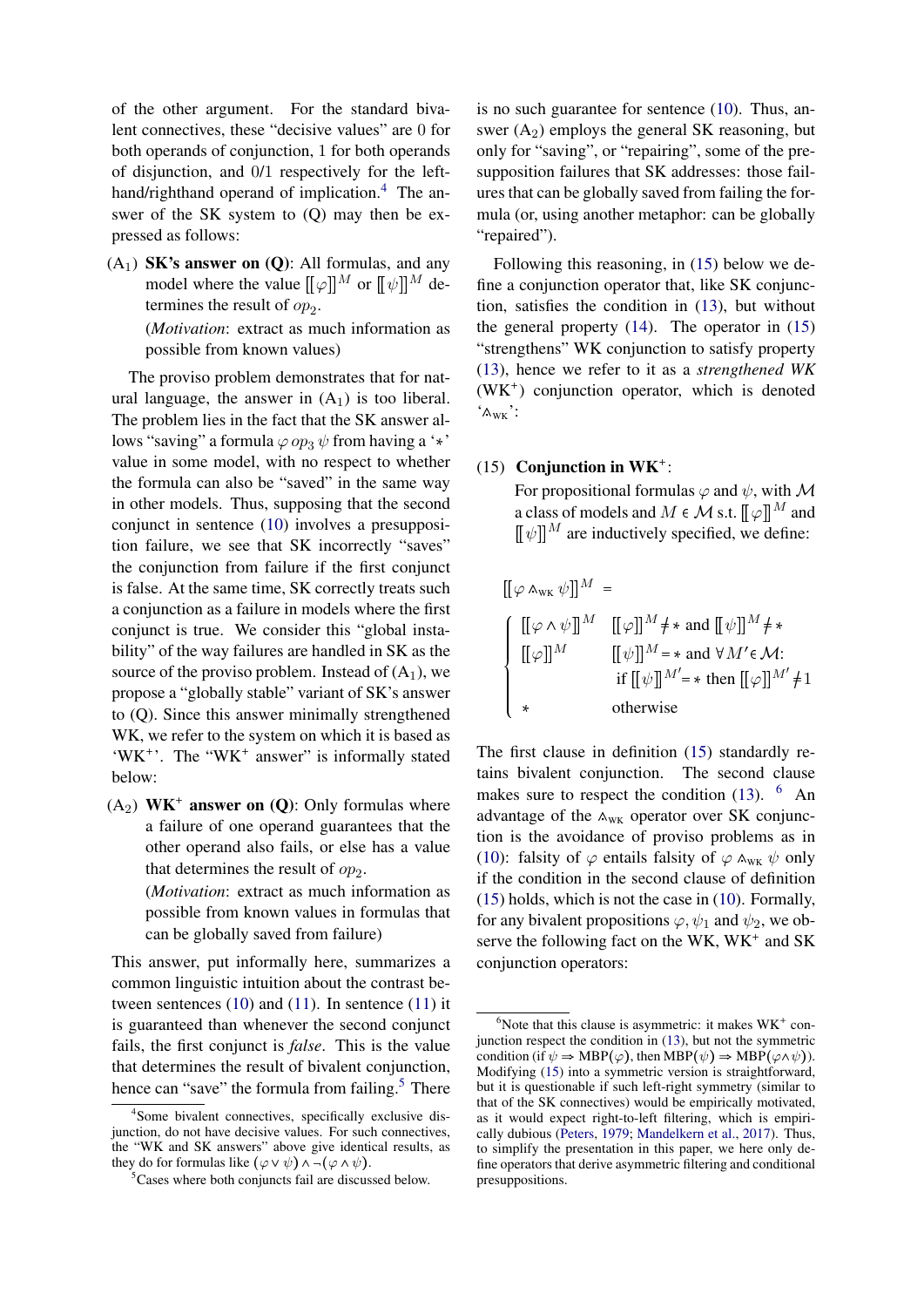of the other argument. For the standard bivalent connectives, these "decisive values" are 0 for both operands of conjunction, 1 for both operands of disjunction, and 0/1 respectively for the left-hand/righthand operand of implication.[4] The answer of the SK system to (Q) may then be expressed as follows:

($A_1$) **SK's answer on (Q)**: All formulas, and any model where the value $[\![\varphi]\!]^M$ or $[\![\psi]\!]^M$ determines the result of $op_2$.

(*Motivation*: extract as much information as possible from known values)

The proviso problem demonstrates that for natural language, the answer in ($A_1$) is too liberal. The problem lies in the fact that the SK answer allows "saving" a formula $\varphi\ op_3\ \psi$ from having a '$*$' value in some model, with no respect to whether the formula can also be "saved" in the same way in other models. Thus, supposing that the second conjunct in sentence (10) involves a presupposition failure, we see that SK incorrectly "saves" the conjunction from failure if the first conjunct is false. At the same time, SK correctly treats such a conjunction as a failure in models where the first conjunct is true. We consider this "global instability" of the way failures are handled in SK as the source of the proviso problem. Instead of ($A_1$), we propose a "globally stable" variant of SK's answer to (Q). Since this answer minimally strengthened WK, we refer to the system on which it is based as '$\text{WK}^+$'. The "$\text{WK}^+$ answer" is informally stated below:

($A_2$) **$\text{WK}^+$ answer on (Q)**: Only formulas where a failure of one operand guarantees that the other operand also fails, or else has a value that determines the result of $op_2$.

(*Motivation*: extract as much information as possible from known values in formulas that can be globally saved from failure)

This answer, put informally here, summarizes a common linguistic intuition about the contrast between sentences (10) and (11). In sentence (11) it is guaranteed than whenever the second conjunct fails, the first conjunct is *false*. This is the value that determines the result of bivalent conjunction, hence can "save" the formula from failing.[5] There is no such guarantee for sentence (10). Thus, answer ($A_2$) employs the general SK reasoning, but only for "saving", or "repairing", some of the presupposition failures that SK addresses: those failures that can be globally saved from failing the formula (or, using another metaphor: can be globally "repaired").

Following this reasoning, in (15) below we define a conjunction operator that, like SK conjunction, satisfies the condition in (13), but without the general property (14). The operator in (15) "strengthens" WK conjunction to satisfy property (13), hence we refer to it as a *strengthened WK* ($\text{WK}^+$) conjunction operator, which is denoted '$\wedge_{\text{WK}}$':

(15) **Conjunction in $\text{WK}^+$**:

For propositional formulas $\varphi$ and $\psi$, with $\mathcal{M}$ a class of models and $M \in \mathcal{M}$ s.t. $[\![\varphi]\!]^M$ and $[\![\psi]\!]^M$ are inductively specified, we define:

$$[\![\varphi \wedge_{\text{WK}} \psi]\!]^M = \begin{cases} [\![\varphi \wedge \psi]\!]^M & [\![\varphi]\!]^M \neq * \text{ and } [\![\psi]\!]^M \neq * \\ [\![\varphi]\!]^M & [\![\psi]\!]^M = * \text{ and } \forall M' \in \mathcal{M}: \\ & \text{if } [\![\psi]\!]^{M'} = * \text{ then } [\![\varphi]\!]^{M'} \neq 1 \\ * & \text{otherwise} \end{cases}$$

The first clause in definition (15) standardly retains bivalent conjunction. The second clause makes sure to respect the condition (13).[6] An advantage of the $\wedge_{\text{WK}}$ operator over SK conjunction is the avoidance of proviso problems as in (10): falsity of $\varphi$ entails falsity of $\varphi \wedge_{\text{WK}} \psi$ only if the condition in the second clause of definition (15) holds, which is not the case in (10). Formally, for any bivalent propositions $\varphi, \psi_1$ and $\psi_2$, we observe the following fact on the WK, $\text{WK}^+$ and SK conjunction operators:

---

[4] Some bivalent connectives, specifically exclusive disjunction, do not have decisive values. For such connectives, the "WK and SK answers" above give identical results, as they do for formulas like $(\varphi \vee \psi) \wedge \neg(\varphi \wedge \psi)$.

[5] Cases where both conjuncts fail are discussed below.

[6] Note that this clause is asymmetric: it makes $\text{WK}^+$ conjunction respect the condition in (13), but not the symmetric condition (if $\psi \Rightarrow \text{MBP}(\varphi)$, then $\text{MBP}(\psi) \Rightarrow \text{MBP}(\varphi \wedge \psi)$). Modifying (15) into a symmetric version is straightforward, but it is questionable if such left-right symmetry (similar to that of the SK connectives) would be empirically motivated, as it would expect right-to-left filtering, which is empirically dubious (Peters, 1979; Mandelkern et al., 2017). Thus, to simplify the presentation in this paper, we here only define operators that derive asymmetric filtering and conditional presuppositions.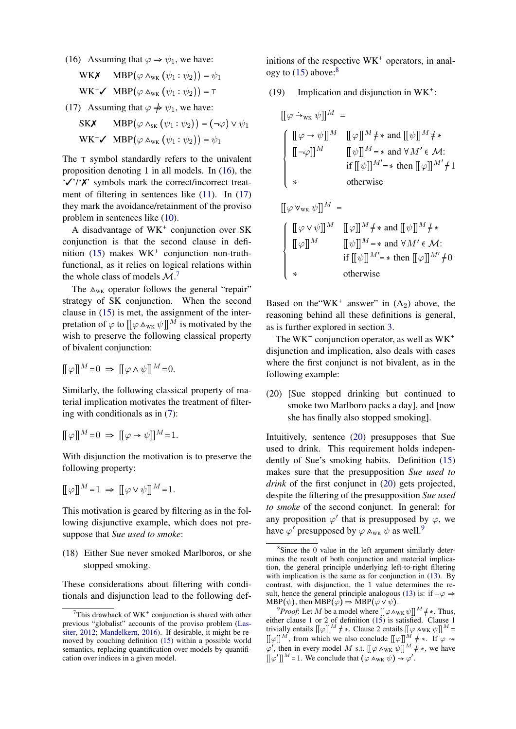(16) Assuming that $\varphi \Rightarrow \psi_1$, we have:

WK✗ $\quad \text{MBP}(\varphi \wedge_{\text{WK}} (\psi_1 : \psi_2)) = \psi_1$

WK$^+$✓ $\quad \text{MBP}(\varphi \mathbin{\dot\wedge}_{\text{WK}} (\psi_1 : \psi_2)) = \top$

(17) Assuming that $\varphi \not\Rightarrow \psi_1$, we have:

SK✗ $\quad \text{MBP}(\varphi \wedge_{\text{SK}} (\psi_1 : \psi_2)) = (\neg\varphi) \vee \psi_1$

WK$^+$✓ $\quad \text{MBP}(\varphi \mathbin{\dot\wedge}_{\text{WK}} (\psi_1 : \psi_2)) = \psi_1$

The $\top$ symbol standardly refers to the univalent proposition denoting 1 in all models. In (16), the '✓'/'✗' symbols mark the correct/incorrect treatment of filtering in sentences like (11). In (17) they mark the avoidance/retainment of the proviso problem in sentences like (10).

A disadvantage of WK$^+$ conjunction over SK conjunction is that the second clause in definition (15) makes WK$^+$ conjunction non-truth-functional, as it relies on logical relations within the whole class of models $\mathcal{M}$.[7]

The $\mathbin{\dot\wedge}_{\text{WK}}$ operator follows the general "repair" strategy of SK conjunction. When the second clause in (15) is met, the assignment of the interpretation of $\varphi$ to $[\![\varphi \mathbin{\dot\wedge}_{\text{WK}} \psi]\!]^M$ is motivated by the wish to preserve the following classical property of bivalent conjunction:

$$[\![\varphi]\!]^M = 0 \;\Rightarrow\; [\![\varphi \wedge \psi]\!]^M = 0.$$

Similarly, the following classical property of material implication motivates the treatment of filtering with conditionals as in (7):

$$[\![\varphi]\!]^M = 0 \;\Rightarrow\; [\![\varphi \rightarrow \psi]\!]^M = 1.$$

With disjunction the motivation is to preserve the following property:

$$[\![\varphi]\!]^M = 1 \;\Rightarrow\; [\![\varphi \vee \psi]\!]^M = 1.$$

This motivation is geared by filtering as in the following disjunctive example, which does not presuppose that *Sue used to smoke*:

(18) Either Sue never smoked Marlboros, or she stopped smoking.

These considerations about filtering with conditionals and disjunction lead to the following definitions of the respective WK$^+$ operators, in analogy to (15) above:[8]

(19) Implication and disjunction in WK$^+$:

$$[\![\varphi \mathbin{\dot\rightarrow}_{\text{WK}} \psi]\!]^M =$$
$$\begin{cases} [\![\varphi \rightarrow \psi]\!]^M & [\![\varphi]\!]^M \neq * \text{ and } [\![\psi]\!]^M \neq * \\ [\![\neg\varphi]\!]^M & [\![\psi]\!]^M = * \text{ and } \forall M' \in \mathcal{M}: \\ & \text{if } [\![\psi]\!]^{M'} = * \text{ then } [\![\varphi]\!]^{M'} \neq 1 \\ * & \text{otherwise} \end{cases}$$

$$[\![\varphi \mathbin{\dot\vee}_{\text{WK}} \psi]\!]^M =$$
$$\begin{cases} [\![\varphi \vee \psi]\!]^M & [\![\varphi]\!]^M \neq * \text{ and } [\![\psi]\!]^M \neq * \\ [\![\varphi]\!]^M & [\![\psi]\!]^M = * \text{ and } \forall M' \in \mathcal{M}: \\ & \text{if } [\![\psi]\!]^{M'} = * \text{ then } [\![\varphi]\!]^{M'} \neq 0 \\ * & \text{otherwise} \end{cases}$$

Based on the"WK$^+$ answer" in ($A_2$) above, the reasoning behind all these definitions is general, as is further explored in section 3.

The WK$^+$ conjunction operator, as well as WK$^+$ disjunction and implication, also deals with cases where the first conjunct is not bivalent, as in the following example:

(20) [Sue stopped drinking but continued to smoke two Marlboro packs a day], and [now she has finally also stopped smoking].

Intuitively, sentence (20) presupposes that Sue used to drink. This requirement holds independently of Sue's smoking habits. Definition (15) makes sure that the presupposition *Sue used to drink* of the first conjunct in (20) gets projected, despite the filtering of the presupposition *Sue used to smoke* of the second conjunct. In general: for any proposition $\varphi'$ that is presupposed by $\varphi$, we have $\varphi'$ presupposed by $\varphi \mathbin{\dot\wedge}_{\text{WK}} \psi$ as well.[9]

---

[7] This drawback of WK$^+$ conjunction is shared with other previous "globalist" accounts of the proviso problem (Lassiter, 2012; Mandelkern, 2016). If desirable, it might be removed by couching definition (15) within a possible world semantics, replacing quantification over models by quantification over indices in a given model.

[8] Since the 0 value in the left argument similarly determines the result of both conjunction and material implication, the general principle underlying left-to-right filtering with implication is the same as for conjunction in (13). By contrast, with disjunction, the 1 value determines the result, hence the general principle analogous (13) is: if $\neg\varphi \Rightarrow \text{MBP}(\psi)$, then $\text{MBP}(\varphi) \Rightarrow \text{MBP}(\varphi \vee \psi)$.

[9] *Proof*: Let $M$ be a model where $[\![\varphi \mathbin{\dot\wedge}_{\text{WK}} \psi]\!]^M \neq *$. Thus, either clause 1 or 2 of definition (15) is satisfied. Clause 1 trivially entails $[\![\varphi]\!]^M \neq *$. Clause 2 entails $[\![\varphi \mathbin{\dot\wedge}_{\text{WK}} \psi]\!]^M = [\![\varphi]\!]^M$, from which we also conclude $[\![\varphi]\!]^M \neq *$. If $\varphi \rightsquigarrow \varphi'$, then in every model $M$ s.t. $[\![\varphi \mathbin{\dot\wedge}_{\text{WK}} \psi]\!]^M \neq *$, we have $[\![\varphi']\!]^M = 1$. We conclude that $(\varphi \mathbin{\dot\wedge}_{\text{WK}} \psi) \rightsquigarrow \varphi'$.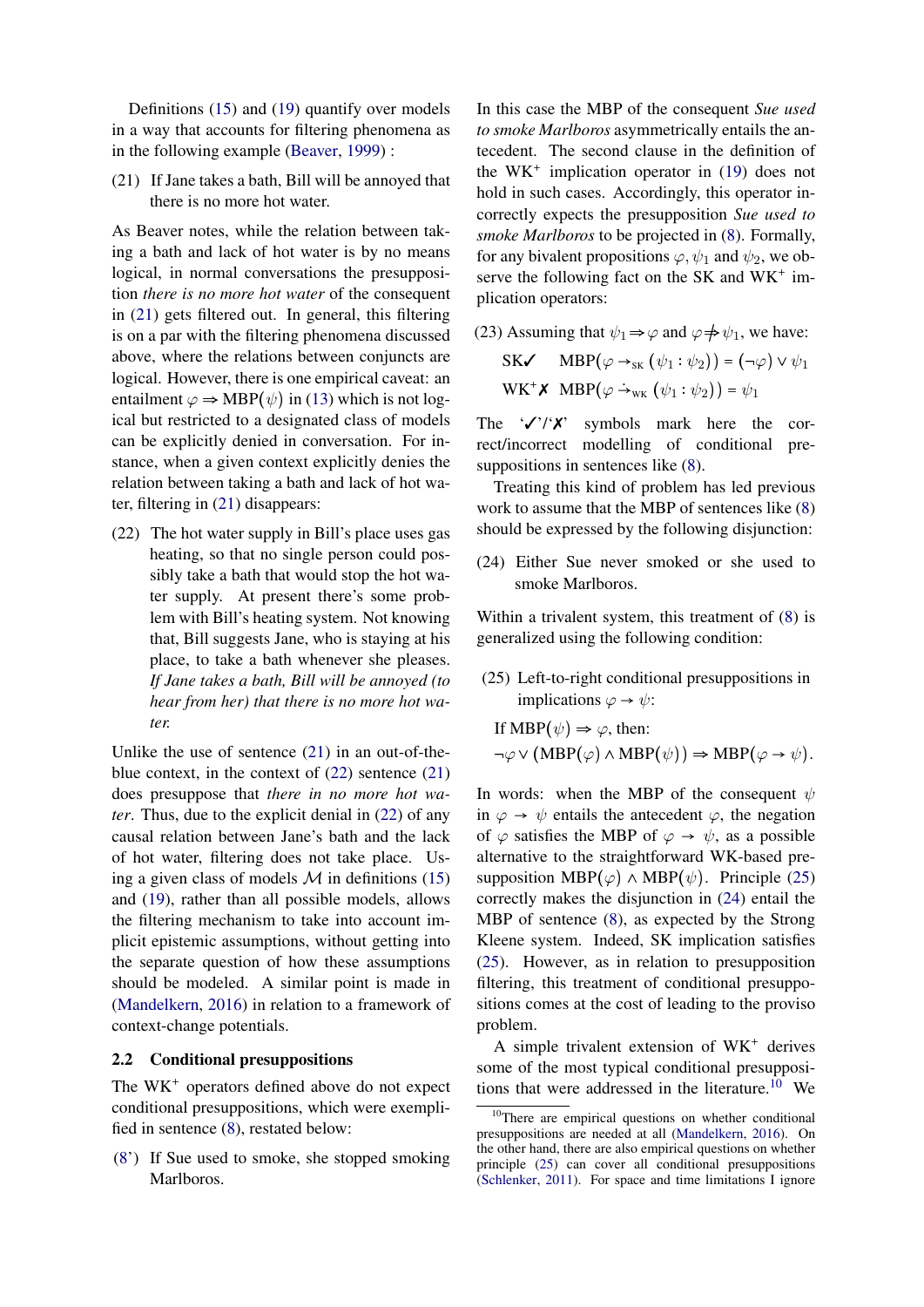Definitions (15) and (19) quantify over models in a way that accounts for filtering phenomena as in the following example (Beaver, 1999) :

(21) If Jane takes a bath, Bill will be annoyed that there is no more hot water.

As Beaver notes, while the relation between taking a bath and lack of hot water is by no means logical, in normal conversations the presupposition *there is no more hot water* of the consequent in (21) gets filtered out. In general, this filtering is on a par with the filtering phenomena discussed above, where the relations between conjuncts are logical. However, there is one empirical caveat: an entailment $\varphi \Rightarrow \mathrm{MBP}(\psi)$ in (13) which is not logical but restricted to a designated class of models can be explicitly denied in conversation. For instance, when a given context explicitly denies the relation between taking a bath and lack of hot water, filtering in (21) disappears:

(22) The hot water supply in Bill's place uses gas heating, so that no single person could possibly take a bath that would stop the hot water supply. At present there's some problem with Bill's heating system. Not knowing that, Bill suggests Jane, who is staying at his place, to take a bath whenever she pleases. *If Jane takes a bath, Bill will be annoyed (to hear from her) that there is no more hot water.*

Unlike the use of sentence (21) in an out-of-the-blue context, in the context of (22) sentence (21) does presuppose that *there in no more hot water*. Thus, due to the explicit denial in (22) of any causal relation between Jane's bath and the lack of hot water, filtering does not take place. Using a given class of models $\mathcal{M}$ in definitions (15) and (19), rather than all possible models, allows the filtering mechanism to take into account implicit epistemic assumptions, without getting into the separate question of how these assumptions should be modeled. A similar point is made in (Mandelkern, 2016) in relation to a framework of context-change potentials.

## 2.2 Conditional presuppositions

The WK⁺ operators defined above do not expect conditional presuppositions, which were exemplified in sentence (8), restated below:

(8') If Sue used to smoke, she stopped smoking Marlboros.

In this case the MBP of the consequent *Sue used to smoke Marlboros* asymmetrically entails the antecedent. The second clause in the definition of the WK⁺ implication operator in (19) does not hold in such cases. Accordingly, this operator incorrectly expects the presupposition *Sue used to smoke Marlboros* to be projected in (8). Formally, for any bivalent propositions $\varphi, \psi_1$ and $\psi_2$, we observe the following fact on the SK and WK⁺ implication operators:

(23) Assuming that $\psi_1 \Rightarrow \varphi$ and $\varphi \not\Rightarrow \psi_1$, we have:

SK✓ $\mathrm{MBP}(\varphi \rightarrow_{\mathrm{SK}} (\psi_1 : \psi_2)) = (\neg\varphi) \vee \psi_1$

WK⁺✗ $\mathrm{MBP}(\varphi \dot{\rightarrow}_{\mathrm{WK}} (\psi_1 : \psi_2)) = \psi_1$

The '✓'/'✗' symbols mark here the correct/incorrect modelling of conditional presuppositions in sentences like (8).

Treating this kind of problem has led previous work to assume that the MBP of sentences like (8) should be expressed by the following disjunction:

(24) Either Sue never smoked or she used to smoke Marlboros.

Within a trivalent system, this treatment of (8) is generalized using the following condition:

(25) Left-to-right conditional presuppositions in implications $\varphi \rightarrow \psi$:

If $\mathrm{MBP}(\psi) \Rightarrow \varphi$, then:

$\neg\varphi \vee (\mathrm{MBP}(\varphi) \wedge \mathrm{MBP}(\psi)) \Rightarrow \mathrm{MBP}(\varphi \rightarrow \psi)$.

In words: when the MBP of the consequent $\psi$ in $\varphi \rightarrow \psi$ entails the antecedent $\varphi$, the negation of $\varphi$ satisfies the MBP of $\varphi \rightarrow \psi$, as a possible alternative to the straightforward WK-based presupposition $\mathrm{MBP}(\varphi) \wedge \mathrm{MBP}(\psi)$. Principle (25) correctly makes the disjunction in (24) entail the MBP of sentence (8), as expected by the Strong Kleene system. Indeed, SK implication satisfies (25). However, as in relation to presupposition filtering, this treatment of conditional presuppositions comes at the cost of leading to the proviso problem.

A simple trivalent extension of WK⁺ derives some of the most typical conditional presuppositions that were addressed in the literature.[10] We

[10]There are empirical questions on whether conditional presuppositions are needed at all (Mandelkern, 2016). On the other hand, there are also empirical questions on whether principle (25) can cover all conditional presuppositions (Schlenker, 2011). For space and time limitations I ignore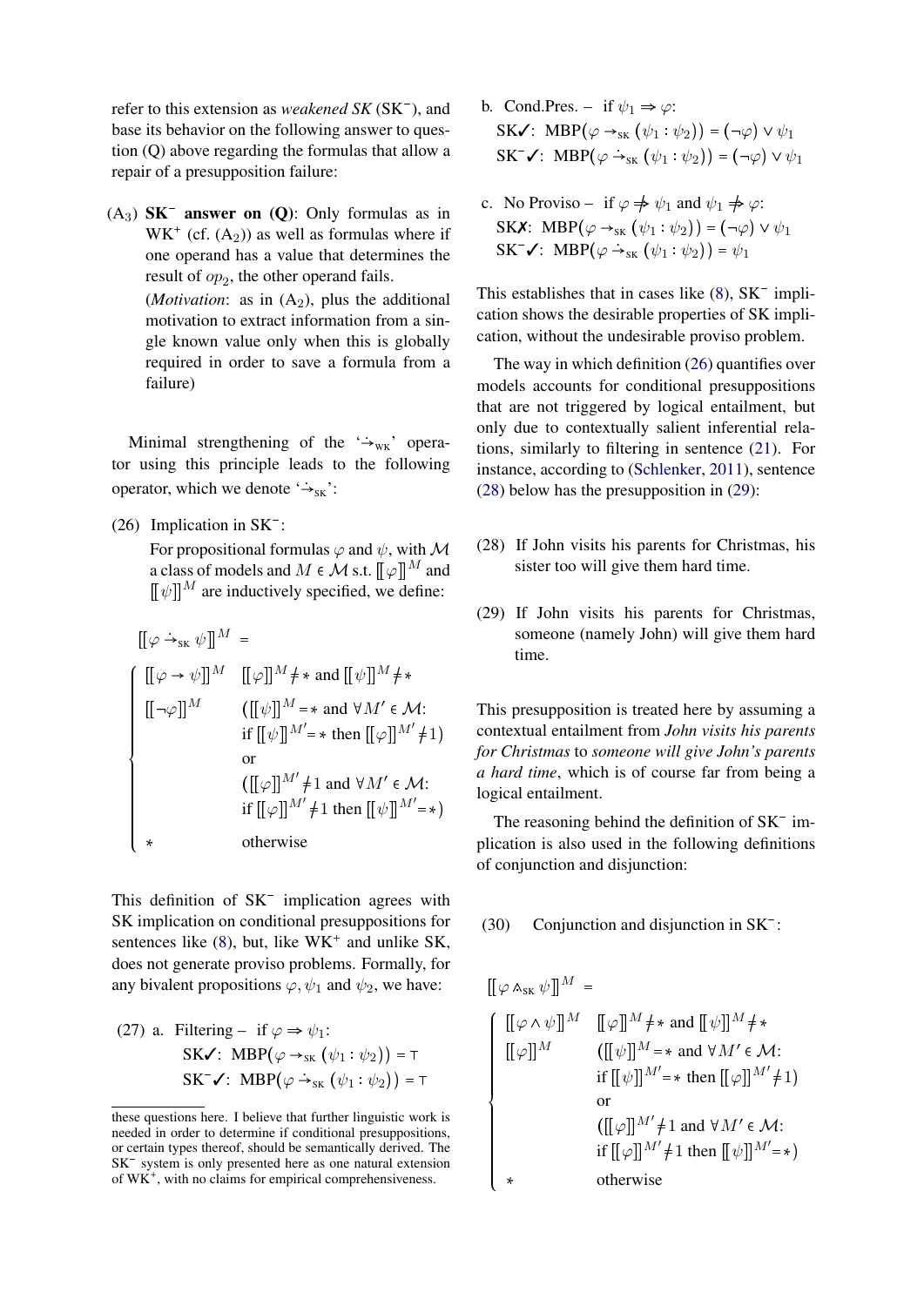refer to this extension as *weakened SK* ($\text{SK}^-$), and base its behavior on the following answer to question (Q) above regarding the formulas that allow a repair of a presupposition failure:

($A_3$) **$\text{SK}^-$ answer on (Q)**: Only formulas as in $\text{WK}^+$ (cf. ($A_2$)) as well as formulas where if one operand has a value that determines the result of $op_2$, the other operand fails.
(*Motivation*: as in ($A_2$), plus the additional motivation to extract information from a single known value only when this is globally required in order to save a formula from a failure)

Minimal strengthening of the '$\dot{\rightarrow}_{\text{WK}}$' operator using this principle leads to the following operator, which we denote '$\dot{\rightarrow}_{\text{SK}}$':

(26) Implication in $\text{SK}^-$:
For propositional formulas $\varphi$ and $\psi$, with $\mathcal{M}$ a class of models and $M \in \mathcal{M}$ s.t. $[\![\varphi]\!]^M$ and $[\![\psi]\!]^M$ are inductively specified, we define:

$$[\![\varphi \dot{\rightarrow}_{\text{SK}} \psi]\!]^M = \begin{cases} [\![\varphi \rightarrow \psi]\!]^M & [\![\varphi]\!]^M \neq * \text{ and } [\![\psi]\!]^M \neq * \\ [\![\neg\varphi]\!]^M & ([\![\psi]\!]^M = * \text{ and } \forall M' \in \mathcal{M}: \\ & \text{if } [\![\psi]\!]^{M'} = * \text{ then } [\![\varphi]\!]^{M'} \neq 1) \\ & \text{or} \\ & ([\![\varphi]\!]^{M'} \neq 1 \text{ and } \forall M' \in \mathcal{M}: \\ & \text{if } [\![\varphi]\!]^{M'} \neq 1 \text{ then } [\![\psi]\!]^{M'} = *) \\ * & \text{otherwise} \end{cases}$$

This definition of $\text{SK}^-$ implication agrees with SK implication on conditional presuppositions for sentences like (8), but, like $\text{WK}^+$ and unlike SK, does not generate proviso problems. Formally, for any bivalent propositions $\varphi, \psi_1$ and $\psi_2$, we have:

(27) a. Filtering – if $\varphi \Rightarrow \psi_1$:
SK✓: $\text{MBP}(\varphi \rightarrow_{\text{SK}} (\psi_1 : \psi_2)) = \top$
$\text{SK}^-$✓: $\text{MBP}(\varphi \dot{\rightarrow}_{\text{SK}} (\psi_1 : \psi_2)) = \top$

b. Cond.Pres. – if $\psi_1 \Rightarrow \varphi$:
SK✓: $\text{MBP}(\varphi \rightarrow_{\text{SK}} (\psi_1 : \psi_2)) = (\neg\varphi) \vee \psi_1$
$\text{SK}^-$✓: $\text{MBP}(\varphi \dot{\rightarrow}_{\text{SK}} (\psi_1 : \psi_2)) = (\neg\varphi) \vee \psi_1$

c. No Proviso – if $\varphi \not\Rightarrow \psi_1$ and $\psi_1 \not\Rightarrow \varphi$:
SK✗: $\text{MBP}(\varphi \rightarrow_{\text{SK}} (\psi_1 : \psi_2)) = (\neg\varphi) \vee \psi_1$
$\text{SK}^-$✓: $\text{MBP}(\varphi \dot{\rightarrow}_{\text{SK}} (\psi_1 : \psi_2)) = \psi_1$

This establishes that in cases like (8), $\text{SK}^-$ implication shows the desirable properties of SK implication, without the undesirable proviso problem.

The way in which definition (26) quantifies over models accounts for conditional presuppositions that are not triggered by logical entailment, but only due to contextually salient inferential relations, similarly to filtering in sentence (21). For instance, according to (Schlenker, 2011), sentence (28) below has the presupposition in (29):

(28) If John visits his parents for Christmas, his sister too will give them hard time.

(29) If John visits his parents for Christmas, someone (namely John) will give them hard time.

This presupposition is treated here by assuming a contextual entailment from *John visits his parents for Christmas* to *someone will give John's parents a hard time*, which is of course far from being a logical entailment.

The reasoning behind the definition of $\text{SK}^-$ implication is also used in the following definitions of conjunction and disjunction:

(30) Conjunction and disjunction in $\text{SK}^-$:

$$[\![\varphi \dot{\wedge}_{\text{SK}} \psi]\!]^M = \begin{cases} [\![\varphi \wedge \psi]\!]^M & [\![\varphi]\!]^M \neq * \text{ and } [\![\psi]\!]^M \neq * \\ [\![\varphi]\!]^M & ([\![\psi]\!]^M = * \text{ and } \forall M' \in \mathcal{M}: \\ & \text{if } [\![\psi]\!]^{M'} = * \text{ then } [\![\varphi]\!]^{M'} \neq 1) \\ & \text{or} \\ & ([\![\varphi]\!]^{M'} \neq 1 \text{ and } \forall M' \in \mathcal{M}: \\ & \text{if } [\![\varphi]\!]^{M'} \neq 1 \text{ then } [\![\psi]\!]^{M'} = *) \\ * & \text{otherwise} \end{cases}$$

these questions here. I believe that further linguistic work is needed in order to determine if conditional presuppositions, or certain types thereof, should be semantically derived. The $\text{SK}^-$ system is only presented here as one natural extension of $\text{WK}^+$, with no claims for empirical comprehensiveness.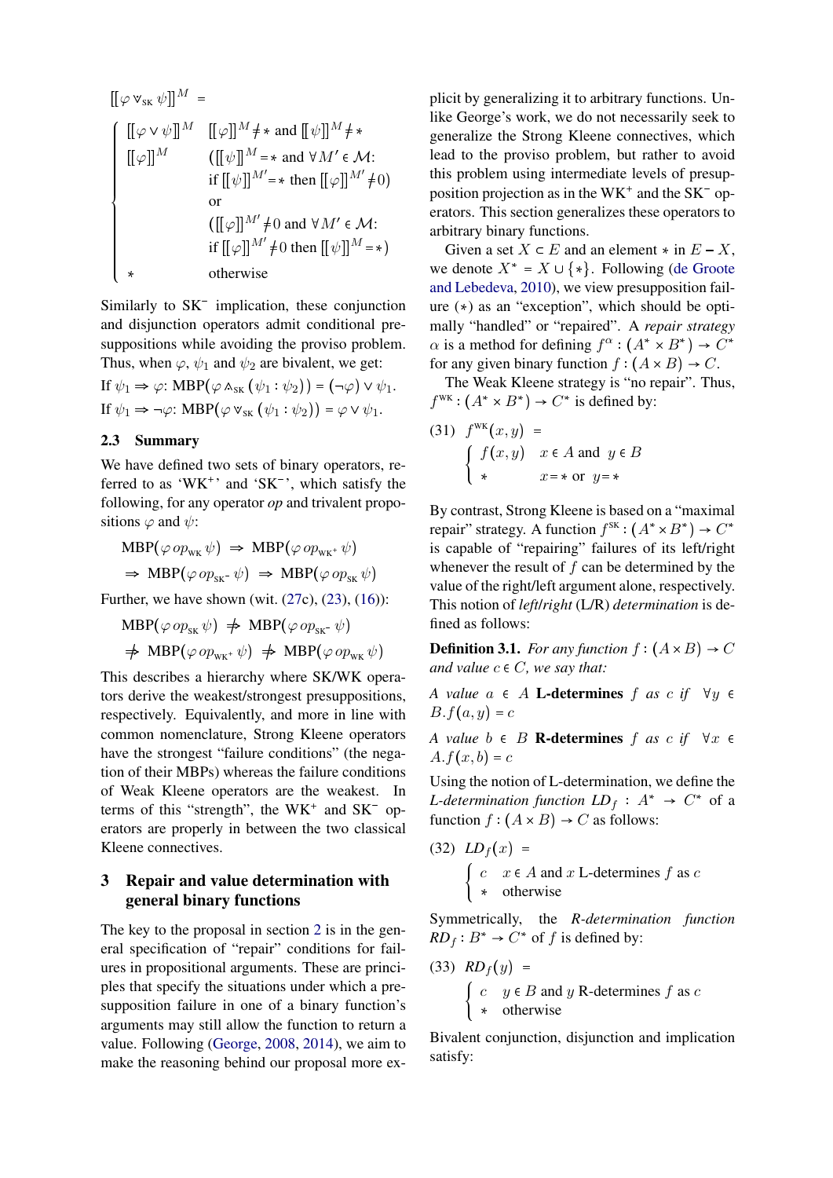$$[\![\varphi \vee_{\text{SK}} \psi]\!]^M = \begin{cases} [\![\varphi \vee \psi]\!]^M & [\![\varphi]\!]^M \neq * \text{ and } [\![\psi]\!]^M \neq * \\ [\![\varphi]\!]^M & ([\![\psi]\!]^M = * \text{ and } \forall M' \in \mathcal{M}: \\ & \text{if } [\![\psi]\!]^{M'} = * \text{ then } [\![\varphi]\!]^{M'} \neq 0) \\ & \text{or} \\ & ([\![\varphi]\!]^{M'} \neq 0 \text{ and } \forall M' \in \mathcal{M}: \\ & \text{if } [\![\varphi]\!]^{M'} \neq 0 \text{ then } [\![\psi]\!]^M = *) \\ * & \text{otherwise} \end{cases}$$

Similarly to SK$^-$ implication, these conjunction and disjunction operators admit conditional presuppositions while avoiding the proviso problem. Thus, when $\varphi$, $\psi_1$ and $\psi_2$ are bivalent, we get:

If $\psi_1 \Rightarrow \varphi$: MBP$(\varphi \wedge_{\text{SK}} (\psi_1 : \psi_2)) = (\neg\varphi) \vee \psi_1$.

If $\psi_1 \Rightarrow \neg\varphi$: MBP$(\varphi \vee_{\text{SK}} (\psi_1 : \psi_2)) = \varphi \vee \psi_1$.

### 2.3 Summary

We have defined two sets of binary operators, referred to as 'WK$^+$' and 'SK$^-$', which satisfy the following, for any operator *op* and trivalent propositions $\varphi$ and $\psi$:

$$\text{MBP}(\varphi\, op_{\text{WK}}\, \psi) \;\Rightarrow\; \text{MBP}(\varphi\, op_{\text{WK}^+}\, \psi)$$
$$\Rightarrow\; \text{MBP}(\varphi\, op_{\text{SK}^-}\, \psi) \;\Rightarrow\; \text{MBP}(\varphi\, op_{\text{SK}}\, \psi)$$

Further, we have shown (wit. (27c), (23), (16)):

$$\text{MBP}(\varphi\, op_{\text{SK}}\, \psi) \;\not\Rightarrow\; \text{MBP}(\varphi\, op_{\text{SK}^-}\, \psi)$$
$$\not\Rightarrow\; \text{MBP}(\varphi\, op_{\text{WK}^+}\, \psi) \;\not\Rightarrow\; \text{MBP}(\varphi\, op_{\text{WK}}\, \psi)$$

This describes a hierarchy where SK/WK operators derive the weakest/strongest presuppositions, respectively. Equivalently, and more in line with common nomenclature, Strong Kleene operators have the strongest "failure conditions" (the negation of their MBPs) whereas the failure conditions of Weak Kleene operators are the weakest. In terms of this "strength", the WK$^+$ and SK$^-$ operators are properly in between the two classical Kleene connectives.

## 3 Repair and value determination with general binary functions

The key to the proposal in section 2 is in the general specification of "repair" conditions for failures in propositional arguments. These are principles that specify the situations under which a presupposition failure in one of a binary function's arguments may still allow the function to return a value. Following (George, 2008, 2014), we aim to make the reasoning behind our proposal more explicit by generalizing it to arbitrary functions. Unlike George's work, we do not necessarily seek to generalize the Strong Kleene connectives, which lead to the proviso problem, but rather to avoid this problem using intermediate levels of presupposition projection as in the WK$^+$ and the SK$^-$ operators. This section generalizes these operators to arbitrary binary functions.

Given a set $X \subset E$ and an element $*$ in $E - X$, we denote $X^* = X \cup \{*\}$. Following (de Groote and Lebedeva, 2010), we view presupposition failure ($*$) as an "exception", which should be optimally "handled" or "repaired". A *repair strategy* $\alpha$ is a method for defining $f^\alpha : (A^* \times B^*) \to C^*$ for any given binary function $f : (A \times B) \to C$.

The Weak Kleene strategy is "no repair". Thus, $f^{\text{WK}} : (A^* \times B^*) \to C^*$ is defined by:

(31) $$f^{\text{WK}}(x,y) = \begin{cases} f(x,y) & x \in A \text{ and } y \in B \\ * & x = * \text{ or } y = * \end{cases}$$

By contrast, Strong Kleene is based on a "maximal repair" strategy. A function $f^{\text{SK}} : (A^* \times B^*) \to C^*$ is capable of "repairing" failures of its left/right whenever the result of $f$ can be determined by the value of the right/left argument alone, respectively. This notion of *left/right* (L/R) *determination* is defined as follows:

**Definition 3.1.** *For any function $f : (A \times B) \to C$ and value $c \in C$, we say that:*

*A value $a \in A$* **L-determines** *$f$ as $c$ if $\forall y \in B. f(a,y) = c$*

*A value $b \in B$* **R-determines** *$f$ as $c$ if $\forall x \in A. f(x,b) = c$*

Using the notion of L-determination, we define the *L-determination function* $LD_f : A^* \to C^*$ of a function $f : (A \times B) \to C$ as follows:

(32) $$LD_f(x) = \begin{cases} c & x \in A \text{ and } x \text{ L-determines } f \text{ as } c \\ * & \text{otherwise} \end{cases}$$

Symmetrically, the *R-determination function* $RD_f : B^* \to C^*$ of $f$ is defined by:

(33) $$RD_f(y) = \begin{cases} c & y \in B \text{ and } y \text{ R-determines } f \text{ as } c \\ * & \text{otherwise} \end{cases}$$

Bivalent conjunction, disjunction and implication satisfy: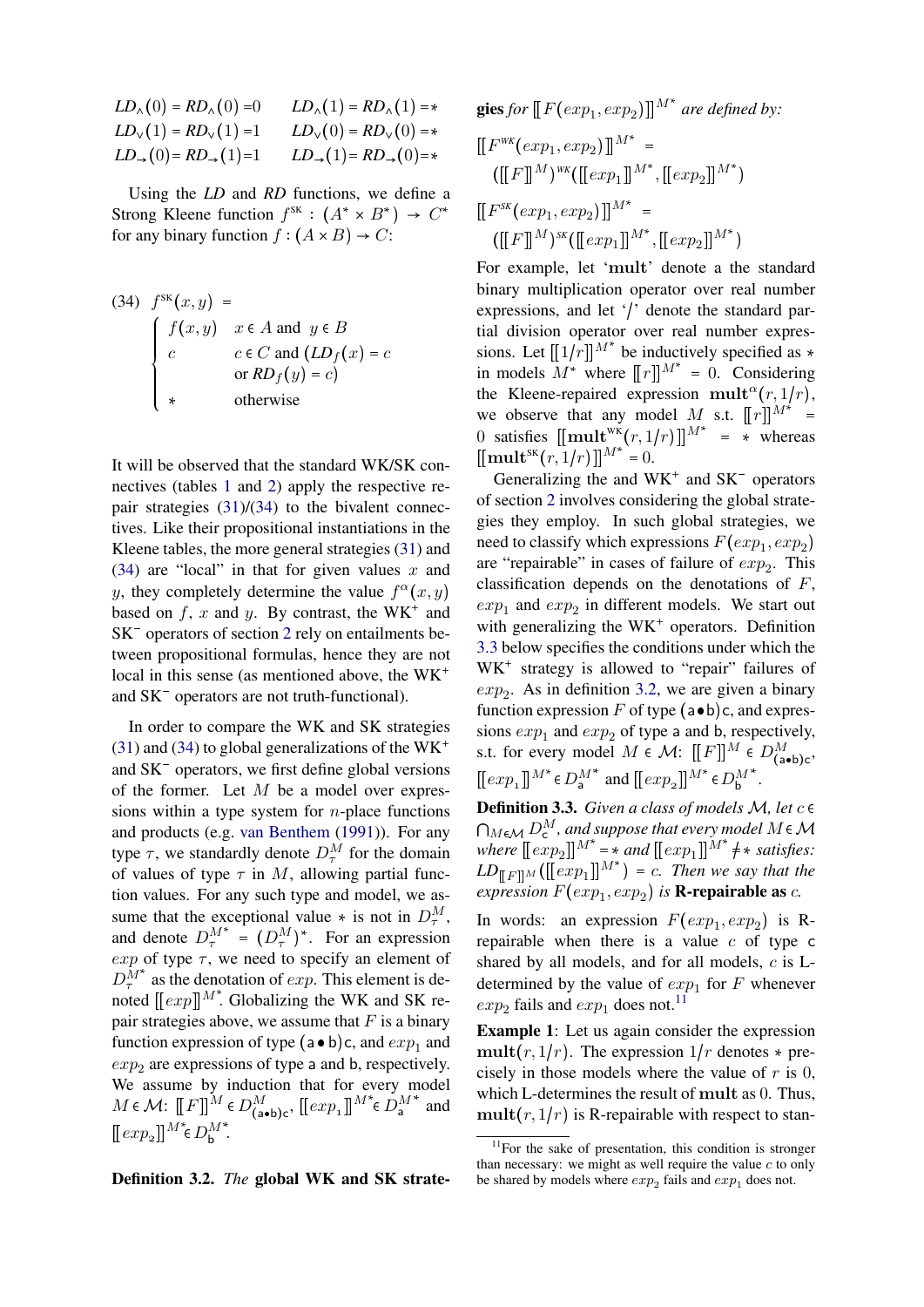$$LD_\wedge(0) = RD_\wedge(0) = 0 \qquad LD_\wedge(1) = RD_\wedge(1) = *$$
$$LD_\vee(1) = RD_\vee(1) = 1 \qquad LD_\vee(0) = RD_\vee(0) = *$$
$$LD_\to(0) = RD_\to(1) = 1 \qquad LD_\to(1) = RD_\to(0) = *$$

Using the *LD* and *RD* functions, we define a Strong Kleene function $f^{\text{SK}} : (A^* \times B^*) \to C^*$ for any binary function $f : (A \times B) \to C$:

(34) $f^{\text{SK}}(x, y) =$
$$\begin{cases} f(x,y) & x \in A \text{ and } y \in B \\ c & c \in C \text{ and } (LD_f(x) = c \\ & \text{or } RD_f(y) = c) \\ * & \text{otherwise} \end{cases}$$

It will be observed that the standard WK/SK connectives (tables 1 and 2) apply the respective repair strategies (31)/(34) to the bivalent connectives. Like their propositional instantiations in the Kleene tables, the more general strategies (31) and (34) are "local" in that for given values $x$ and $y$, they completely determine the value $f^\alpha(x, y)$ based on $f$, $x$ and $y$. By contrast, the WK$^+$ and SK$^-$ operators of section 2 rely on entailments between propositional formulas, hence they are not local in this sense (as mentioned above, the WK$^+$ and SK$^-$ operators are not truth-functional).

In order to compare the WK and SK strategies (31) and (34) to global generalizations of the WK$^+$ and SK$^-$ operators, we first define global versions of the former. Let $M$ be a model over expressions within a type system for $n$-place functions and products (e.g. van Benthem (1991)). For any type $\tau$, we standardly denote $D^M_\tau$ for the domain of values of type $\tau$ in $M$, allowing partial function values. For any such type and model, we assume that the exceptional value $*$ is not in $D^M_\tau$, and denote $D^{M^*}_\tau = (D^M_\tau)^*$. For an expression $exp$ of type $\tau$, we need to specify an element of $D^{M^*}_\tau$ as the denotation of $exp$. This element is denoted $[\![exp]\!]^{M^*}$. Globalizing the WK and SK repair strategies above, we assume that $F$ is a binary function expression of type $(\mathsf{a}\bullet\mathsf{b})\mathsf{c}$, and $exp_1$ and $exp_2$ are expressions of type $\mathsf{a}$ and $\mathsf{b}$, respectively. We assume by induction that for every model $M \in \mathcal{M}$: $[\![F]\!]^M \in D^M_{(\mathsf{a}\bullet\mathsf{b})\mathsf{c}}$, $[\![exp_1]\!]^{M^*} \in D^{M^*}_\mathsf{a}$ and $[\![exp_2]\!]^{M^*} \in D^{M^*}_\mathsf{b}$.

**Definition 3.2.** *The* **global WK and SK strategies** *for* $[\![F(exp_1, exp_2)]\!]^{M^*}$ *are defined by:*

$$[\![F^{\text{WK}}(exp_1, exp_2)]\!]^{M^*} = ([\![F]\!]^M)^{\text{WK}}([\![exp_1]\!]^{M^*}, [\![exp_2]\!]^{M^*})$$

$$[\![F^{\text{SK}}(exp_1, exp_2)]\!]^{M^*} = ([\![F]\!]^M)^{\text{SK}}([\![exp_1]\!]^{M^*}, [\![exp_2]\!]^{M^*})$$

For example, let '**mult**' denote a the standard binary multiplication operator over real number expressions, and let '/' denote the standard partial division operator over real number expressions. Let $[\![1/r]\!]^{M^*}$ be inductively specified as $*$ in models $M^*$ where $[\![r]\!]^{M^*} = 0$. Considering the Kleene-repaired expression $\textbf{mult}^\alpha(r, 1/r)$, we observe that any model $M$ s.t. $[\![r]\!]^{M^*} = 0$ satisfies $[\![\textbf{mult}^{\text{WK}}(r, 1/r)]\!]^{M^*} = *$ whereas $[\![\textbf{mult}^{\text{SK}}(r, 1/r)]\!]^{M^*} = 0$.

Generalizing the and WK$^+$ and SK$^-$ operators of section 2 involves considering the global strategies they employ. In such global strategies, we need to classify which expressions $F(exp_1, exp_2)$ are "repairable" in cases of failure of $exp_2$. This classification depends on the denotations of $F$, $exp_1$ and $exp_2$ in different models. We start out with generalizing the WK$^+$ operators. Definition 3.3 below specifies the conditions under which the WK$^+$ strategy is allowed to "repair" failures of $exp_2$. As in definition 3.2, we are given a binary function expression $F$ of type $(\mathsf{a}\bullet\mathsf{b})\mathsf{c}$, and expressions $exp_1$ and $exp_2$ of type $\mathsf{a}$ and $\mathsf{b}$, respectively, s.t. for every model $M \in \mathcal{M}$: $[\![F]\!]^M \in D^M_{(\mathsf{a}\bullet\mathsf{b})\mathsf{c}}$, $[\![exp_1]\!]^{M^*} \in D^{M^*}_\mathsf{a}$ and $[\![exp_2]\!]^{M^*} \in D^{M^*}_\mathsf{b}$.

**Definition 3.3.** *Given a class of models $\mathcal{M}$, let $c \in \bigcap_{M\in\mathcal{M}} D^M_\mathsf{c}$, and suppose that every model $M \in \mathcal{M}$ where $[\![exp_2]\!]^{M^*} = *$ and $[\![exp_1]\!]^{M^*} \neq *$ satisfies: $LD_{[\![F]\!]^M}([\![exp_1]\!]^{M^*}) = c$. Then we say that the expression $F(exp_1, exp_2)$ is* **R-repairable as** *$c$.*

In words: an expression $F(exp_1, exp_2)$ is R-repairable when there is a value $c$ of type $\mathsf{c}$ shared by all models, and for all models, $c$ is L-determined by the value of $exp_1$ for $F$ whenever $exp_2$ fails and $exp_1$ does not.[11]

**Example 1**: Let us again consider the expression $\textbf{mult}(r, 1/r)$. The expression $1/r$ denotes $*$ precisely in those models where the value of $r$ is 0, which L-determines the result of **mult** as 0. Thus, $\textbf{mult}(r, 1/r)$ is R-repairable with respect to stan-

[11] For the sake of presentation, this condition is stronger than necessary: we might as well require the value $c$ to only be shared by models where $exp_2$ fails and $exp_1$ does not.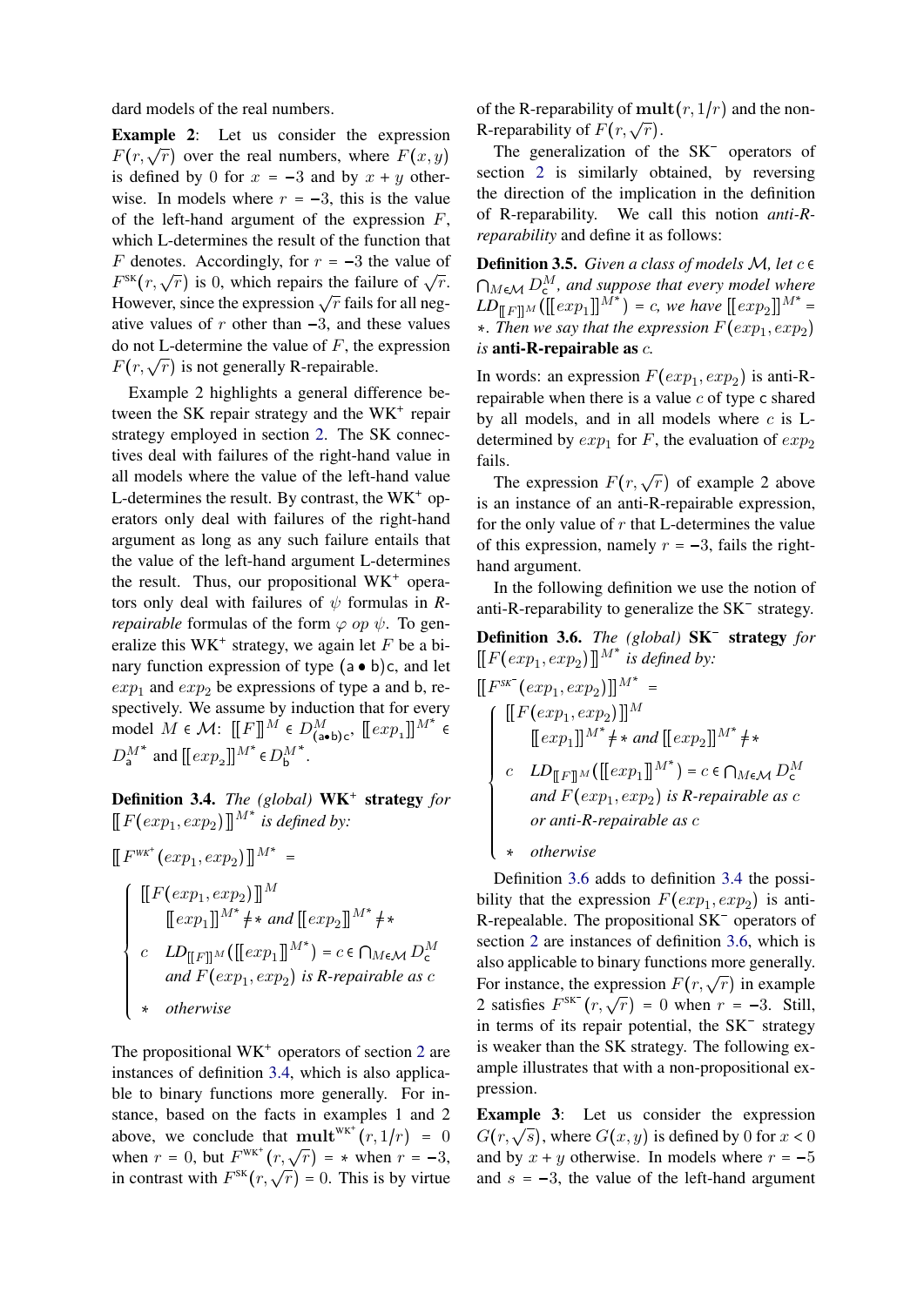dard models of the real numbers.

**Example 2**: Let us consider the expression $F(r,\sqrt{r})$ over the real numbers, where $F(x,y)$ is defined by 0 for $x = -3$ and by $x + y$ otherwise. In models where $r = -3$, this is the value of the left-hand argument of the expression $F$, which L-determines the result of the function that $F$ denotes. Accordingly, for $r = -3$ the value of $F^{\text{SK}}(r,\sqrt{r})$ is 0, which repairs the failure of $\sqrt{r}$. However, since the expression $\sqrt{r}$ fails for all negative values of $r$ other than $-3$, and these values do not L-determine the value of $F$, the expression $F(r,\sqrt{r})$ is not generally R-repairable.

Example 2 highlights a general difference between the SK repair strategy and the WK$^{+}$ repair strategy employed in section 2. The SK connectives deal with failures of the right-hand value in all models where the value of the left-hand value L-determines the result. By contrast, the WK$^{+}$ operators only deal with failures of the right-hand argument as long as any such failure entails that the value of the left-hand argument L-determines the result. Thus, our propositional WK$^{+}$ operators only deal with failures of $\psi$ formulas in *R-repairable* formulas of the form $\varphi\ op\ \psi$. To generalize this WK$^{+}$ strategy, we again let $F$ be a binary function expression of type $(\mathsf{a}\bullet\mathsf{b})\mathsf{c}$, and let $exp_1$ and $exp_2$ be expressions of type $\mathsf{a}$ and $\mathsf{b}$, respectively. We assume by induction that for every model $M \in \mathcal{M}$: $[\![F]\!]^M \in D^M_{(\mathsf{a}\bullet\mathsf{b})\mathsf{c}}$, $[\![exp_1]\!]^{M^*} \in D^{M^*}_{\mathsf{a}}$ and $[\![exp_2]\!]^{M^*} \in D^{M^*}_{\mathsf{b}}$.

**Definition 3.4.** *The (global)* **WK$^{+}$ strategy** *for* $[\![F(exp_1,exp_2)]\!]^{M^*}$ *is defined by:*

$$[\![F^{\text{WK}^+}(exp_1,exp_2)]\!]^{M^*} = \begin{cases} [\![F(exp_1,exp_2)]\!]^M & [\![exp_1]\!]^{M^*} \neq * \text{ and } [\![exp_2]\!]^{M^*} \neq * \\ c & LD_{[\![F]\!]^M}([\![exp_1]\!]^{M^*}) = c \in \bigcap_{M\in\mathcal{M}} D^M_{\mathsf{c}} \\ & \text{and } F(exp_1,exp_2) \text{ is R-repairable as } c \\ * & \text{otherwise} \end{cases}$$

The propositional WK$^{+}$ operators of section 2 are instances of definition 3.4, which is also applicable to binary functions more generally. For instance, based on the facts in examples 1 and 2 above, we conclude that $\mathbf{mult}^{\text{WK}^+}(r,1/r) = 0$ when $r = 0$, but $F^{\text{WK}^+}(r,\sqrt{r}) = *$ when $r = -3$, in contrast with $F^{\text{SK}}(r,\sqrt{r}) = 0$. This is by virtue of the R-reparability of $\mathbf{mult}(r,1/r)$ and the non-R-reparability of $F(r,\sqrt{r})$.

The generalization of the SK$^{-}$ operators of section 2 is similarly obtained, by reversing the direction of the implication in the definition of R-reparability. We call this notion *anti-R-reparability* and define it as follows:

**Definition 3.5.** *Given a class of models $\mathcal{M}$, let $c \in \bigcap_{M\in\mathcal{M}} D^M_{\mathsf{c}}$, and suppose that every model where $LD_{[\![F]\!]^M}([\![exp_1]\!]^{M^*}) = c$, we have $[\![exp_2]\!]^{M^*} = *$. Then we say that the expression $F(exp_1,exp_2)$ is* **anti-R-repairable as** $c$.

In words: an expression $F(exp_1,exp_2)$ is anti-R-repairable when there is a value $c$ of type $\mathsf{c}$ shared by all models, and in all models where $c$ is L-determined by $exp_1$ for $F$, the evaluation of $exp_2$ fails.

The expression $F(r,\sqrt{r})$ of example 2 above is an instance of an anti-R-repairable expression, for the only value of $r$ that L-determines the value of this expression, namely $r = -3$, fails the right-hand argument.

In the following definition we use the notion of anti-R-reparability to generalize the SK$^{-}$ strategy.

**Definition 3.6.** *The (global)* **SK$^{-}$ strategy** *for* $[\![F(exp_1,exp_2)]\!]^{M^*}$ *is defined by:*

$$[\![F^{\text{SK}^-}(exp_1,exp_2)]\!]^{M^*} = \begin{cases} [\![F(exp_1,exp_2)]\!]^M & [\![exp_1]\!]^{M^*} \neq * \text{ and } [\![exp_2]\!]^{M^*} \neq * \\ c & LD_{[\![F]\!]^M}([\![exp_1]\!]^{M^*}) = c \in \bigcap_{M\in\mathcal{M}} D^M_{\mathsf{c}} \\ & \text{and } F(exp_1,exp_2) \text{ is R-repairable as } c \\ & \text{or anti-R-repairable as } c \\ * & \text{otherwise} \end{cases}$$

Definition 3.6 adds to definition 3.4 the possibility that the expression $F(exp_1,exp_2)$ is anti-R-repealable. The propositional SK$^{-}$ operators of section 2 are instances of definition 3.6, which is also applicable to binary functions more generally. For instance, the expression $F(r,\sqrt{r})$ in example 2 satisfies $F^{\text{SK}^-}(r,\sqrt{r}) = 0$ when $r = -3$. Still, in terms of its repair potential, the SK$^{-}$ strategy is weaker than the SK strategy. The following example illustrates that with a non-propositional expression.

**Example 3**: Let us consider the expression $G(r,\sqrt{s})$, where $G(x,y)$ is defined by 0 for $x < 0$ and by $x + y$ otherwise. In models where $r = -5$ and $s = -3$, the value of the left-hand argument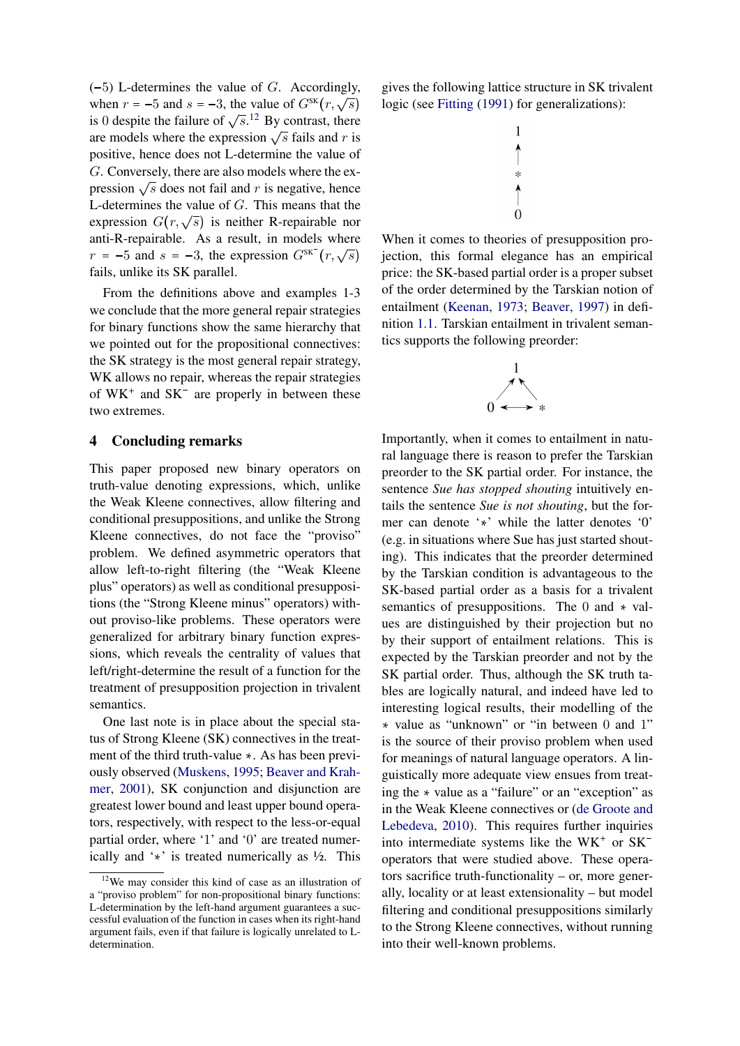(−5) L-determines the value of $G$. Accordingly, when $r = -5$ and $s = -3$, the value of $G^{\text{SK}}(r, \sqrt{s})$ is 0 despite the failure of $\sqrt{s}$.[12] By contrast, there are models where the expression $\sqrt{s}$ fails and $r$ is positive, hence does not L-determine the value of $G$. Conversely, there are also models where the expression $\sqrt{s}$ does not fail and $r$ is negative, hence L-determines the value of $G$. This means that the expression $G(r, \sqrt{s})$ is neither R-repairable nor anti-R-repairable. As a result, in models where $r = -5$ and $s = -3$, the expression $G^{\text{SK}^-}(r, \sqrt{s})$ fails, unlike its SK parallel.

From the definitions above and examples 1-3 we conclude that the more general repair strategies for binary functions show the same hierarchy that we pointed out for the propositional connectives: the SK strategy is the most general repair strategy, WK allows no repair, whereas the repair strategies of WK$^+$ and SK$^-$ are properly in between these two extremes.

## 4 Concluding remarks

This paper proposed new binary operators on truth-value denoting expressions, which, unlike the Weak Kleene connectives, allow filtering and conditional presuppositions, and unlike the Strong Kleene connectives, do not face the "proviso" problem. We defined asymmetric operators that allow left-to-right filtering (the "Weak Kleene plus" operators) as well as conditional presuppositions (the "Strong Kleene minus" operators) without proviso-like problems. These operators were generalized for arbitrary binary function expressions, which reveals the centrality of values that left/right-determine the result of a function for the treatment of presupposition projection in trivalent semantics.

One last note is in place about the special status of Strong Kleene (SK) connectives in the treatment of the third truth-value $*$. As has been previously observed (Muskens, 1995; Beaver and Krahmer, 2001), SK conjunction and disjunction are greatest lower bound and least upper bound operators, respectively, with respect to the less-or-equal partial order, where '1' and '0' are treated numerically and '$*$' is treated numerically as ½. This gives the following lattice structure in SK trivalent logic (see Fitting (1991) for generalizations):

$$0 \rightarrow * \rightarrow 1$$

When it comes to theories of presupposition projection, this formal elegance has an empirical price: the SK-based partial order is a proper subset of the order determined by the Tarskian notion of entailment (Keenan, 1973; Beaver, 1997) in definition 1.1. Tarskian entailment in trivalent semantics supports the following preorder:

$$0 \rightarrow 1, \quad * \rightarrow 1, \quad 0 \leftrightarrow *$$

Importantly, when it comes to entailment in natural language there is reason to prefer the Tarskian preorder to the SK partial order. For instance, the sentence *Sue has stopped shouting* intuitively entails the sentence *Sue is not shouting*, but the former can denote '$*$' while the latter denotes '0' (e.g. in situations where Sue has just started shouting). This indicates that the preorder determined by the Tarskian condition is advantageous to the SK-based partial order as a basis for a trivalent semantics of presuppositions. The 0 and $*$ values are distinguished by their projection but no by their support of entailment relations. This is expected by the Tarskian preorder and not by the SK partial order. Thus, although the SK truth tables are logically natural, and indeed have led to interesting logical results, their modelling of the $*$ value as "unknown" or "in between 0 and 1" is the source of their proviso problem when used for meanings of natural language operators. A linguistically more adequate view ensues from treating the $*$ value as a "failure" or an "exception" as in the Weak Kleene connectives or (de Groote and Lebedeva, 2010). This requires further inquiries into intermediate systems like the WK$^+$ or SK$^-$ operators that were studied above. These operators sacrifice truth-functionality – or, more generally, locality or at least extensionality – but model filtering and conditional presuppositions similarly to the Strong Kleene connectives, without running into their well-known problems.

[12] We may consider this kind of case as an illustration of a "proviso problem" for non-propositional binary functions: L-determination by the left-hand argument guarantees a successful evaluation of the function in cases when its right-hand argument fails, even if that failure is logically unrelated to L-determination.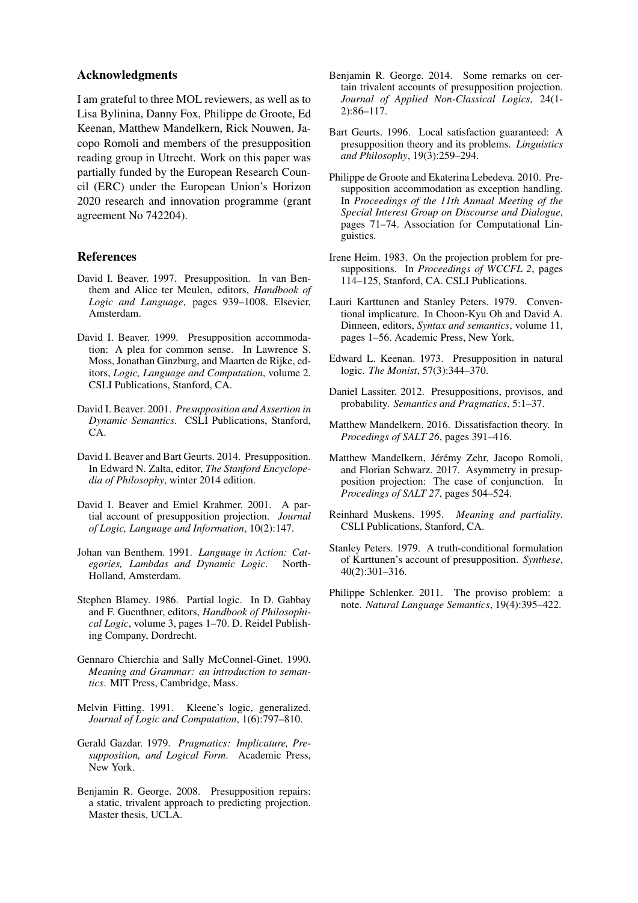## Acknowledgments

I am grateful to three MOL reviewers, as well as to Lisa Bylinina, Danny Fox, Philippe de Groote, Ed Keenan, Matthew Mandelkern, Rick Nouwen, Jacopo Romoli and members of the presupposition reading group in Utrecht. Work on this paper was partially funded by the European Research Council (ERC) under the European Union's Horizon 2020 research and innovation programme (grant agreement No 742204).

## References

David I. Beaver. 1997. Presupposition. In van Benthem and Alice ter Meulen, editors, *Handbook of Logic and Language*, pages 939–1008. Elsevier, Amsterdam.

David I. Beaver. 1999. Presupposition accommodation: A plea for common sense. In Lawrence S. Moss, Jonathan Ginzburg, and Maarten de Rijke, editors, *Logic, Language and Computation*, volume 2. CSLI Publications, Stanford, CA.

David I. Beaver. 2001. *Presupposition and Assertion in Dynamic Semantics*. CSLI Publications, Stanford, CA.

David I. Beaver and Bart Geurts. 2014. Presupposition. In Edward N. Zalta, editor, *The Stanford Encyclopedia of Philosophy*, winter 2014 edition.

David I. Beaver and Emiel Krahmer. 2001. A partial account of presupposition projection. *Journal of Logic, Language and Information*, 10(2):147.

Johan van Benthem. 1991. *Language in Action: Categories, Lambdas and Dynamic Logic*. North-Holland, Amsterdam.

Stephen Blamey. 1986. Partial logic. In D. Gabbay and F. Guenthner, editors, *Handbook of Philosophical Logic*, volume 3, pages 1–70. D. Reidel Publishing Company, Dordrecht.

Gennaro Chierchia and Sally McConnel-Ginet. 1990. *Meaning and Grammar: an introduction to semantics*. MIT Press, Cambridge, Mass.

Melvin Fitting. 1991. Kleene's logic, generalized. *Journal of Logic and Computation*, 1(6):797–810.

Gerald Gazdar. 1979. *Pragmatics: Implicature, Presupposition, and Logical Form*. Academic Press, New York.

Benjamin R. George. 2008. Presupposition repairs: a static, trivalent approach to predicting projection. Master thesis, UCLA.

Benjamin R. George. 2014. Some remarks on certain trivalent accounts of presupposition projection. *Journal of Applied Non-Classical Logics*, 24(1-2):86–117.

Bart Geurts. 1996. Local satisfaction guaranteed: A presupposition theory and its problems. *Linguistics and Philosophy*, 19(3):259–294.

Philippe de Groote and Ekaterina Lebedeva. 2010. Presupposition accommodation as exception handling. In *Proceedings of the 11th Annual Meeting of the Special Interest Group on Discourse and Dialogue*, pages 71–74. Association for Computational Linguistics.

Irene Heim. 1983. On the projection problem for presuppositions. In *Proceedings of WCCFL 2*, pages 114–125, Stanford, CA. CSLI Publications.

Lauri Karttunen and Stanley Peters. 1979. Conventional implicature. In Choon-Kyu Oh and David A. Dinneen, editors, *Syntax and semantics*, volume 11, pages 1–56. Academic Press, New York.

Edward L. Keenan. 1973. Presupposition in natural logic. *The Monist*, 57(3):344–370.

Daniel Lassiter. 2012. Presuppositions, provisos, and probability. *Semantics and Pragmatics*, 5:1–37.

Matthew Mandelkern. 2016. Dissatisfaction theory. In *Procedings of SALT 26*, pages 391–416.

Matthew Mandelkern, Jérémy Zehr, Jacopo Romoli, and Florian Schwarz. 2017. Asymmetry in presupposition projection: The case of conjunction. In *Procedings of SALT 27*, pages 504–524.

Reinhard Muskens. 1995. *Meaning and partiality*. CSLI Publications, Stanford, CA.

Stanley Peters. 1979. A truth-conditional formulation of Karttunen's account of presupposition. *Synthese*, 40(2):301–316.

Philippe Schlenker. 2011. The proviso problem: a note. *Natural Language Semantics*, 19(4):395–422.